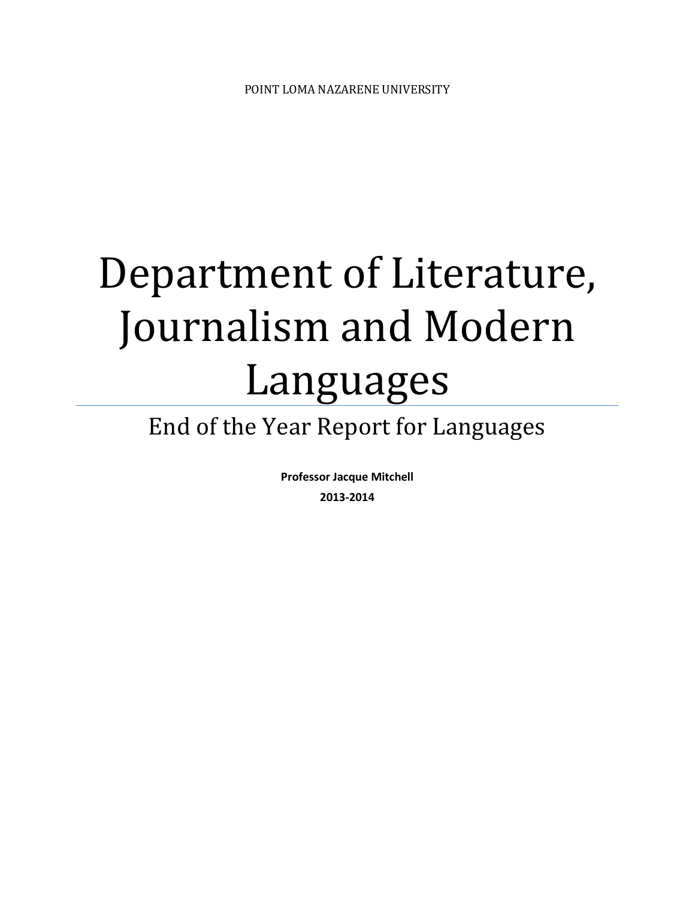POINT LOMA NAZARENE UNIVERSITY

# Department of Literature, Journalism and Modern Languages

## End of the Year Report for Languages

**Professor Jacque Mitchell**

**2013-2014**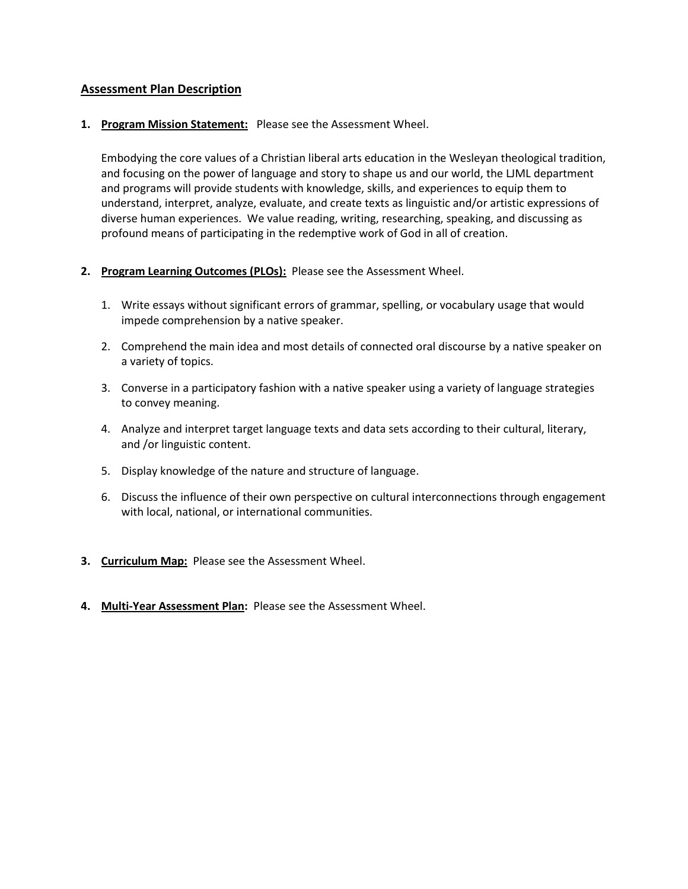## Assessment Plan Description

1. **Program Mission Statement:** Please see the Assessment Wheel.

   Embodying the core values of a Christian liberal arts education in the Wesleyan theological tradition, and focusing on the power of language and story to shape us and our world, the LJML department and programs will provide students with knowledge, skills, and experiences to equip them to understand, interpret, analyze, evaluate, and create texts as linguistic and/or artistic expressions of diverse human experiences. We value reading, writing, researching, speaking, and discussing as profound means of participating in the redemptive work of God in all of creation.

2. **Program Learning Outcomes (PLOs):** Please see the Assessment Wheel.

   1. Write essays without significant errors of grammar, spelling, or vocabulary usage that would impede comprehension by a native speaker.
   2. Comprehend the main idea and most details of connected oral discourse by a native speaker on a variety of topics.
   3. Converse in a participatory fashion with a native speaker using a variety of language strategies to convey meaning.
   4. Analyze and interpret target language texts and data sets according to their cultural, literary, and /or linguistic content.
   5. Display knowledge of the nature and structure of language.
   6. Discuss the influence of their own perspective on cultural interconnections through engagement with local, national, or international communities.

3. **Curriculum Map:** Please see the Assessment Wheel.

4. **Multi-Year Assessment Plan:** Please see the Assessment Wheel.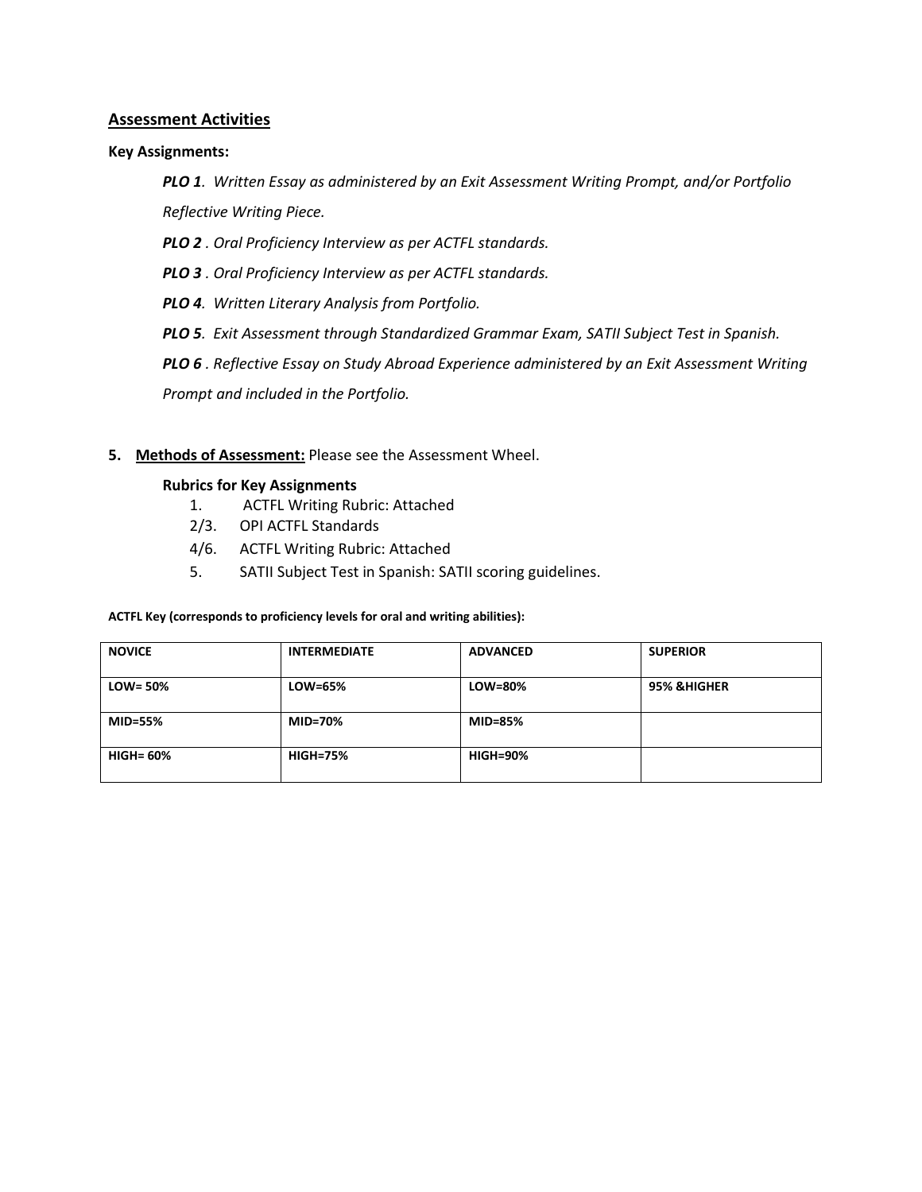## Assessment Activities

**Key Assignments:**

***PLO 1***. *Written Essay as administered by an Exit Assessment Writing Prompt, and/or Portfolio Reflective Writing Piece.*

***PLO 2*** *. Oral Proficiency Interview as per ACTFL standards.*

***PLO 3*** *. Oral Proficiency Interview as per ACTFL standards.*

***PLO 4***. *Written Literary Analysis from Portfolio.*

***PLO 5***. *Exit Assessment through Standardized Grammar Exam, SATII Subject Test in Spanish.*

***PLO 6*** *. Reflective Essay on Study Abroad Experience administered by an Exit Assessment Writing Prompt and included in the Portfolio.*

**5. Methods of Assessment:** Please see the Assessment Wheel.

**Rubrics for Key Assignments**

1. ACTFL Writing Rubric: Attached

2/3. OPI ACTFL Standards

4/6. ACTFL Writing Rubric: Attached

5. SATII Subject Test in Spanish: SATII scoring guidelines.

**ACTFL Key (corresponds to proficiency levels for oral and writing abilities):**

| NOVICE | INTERMEDIATE | ADVANCED | SUPERIOR |
|---|---|---|---|
| LOW= 50% | LOW=65% | LOW=80% | 95% &HIGHER |
| MID=55% | MID=70% | MID=85% | |
| HIGH= 60% | HIGH=75% | HIGH=90% | |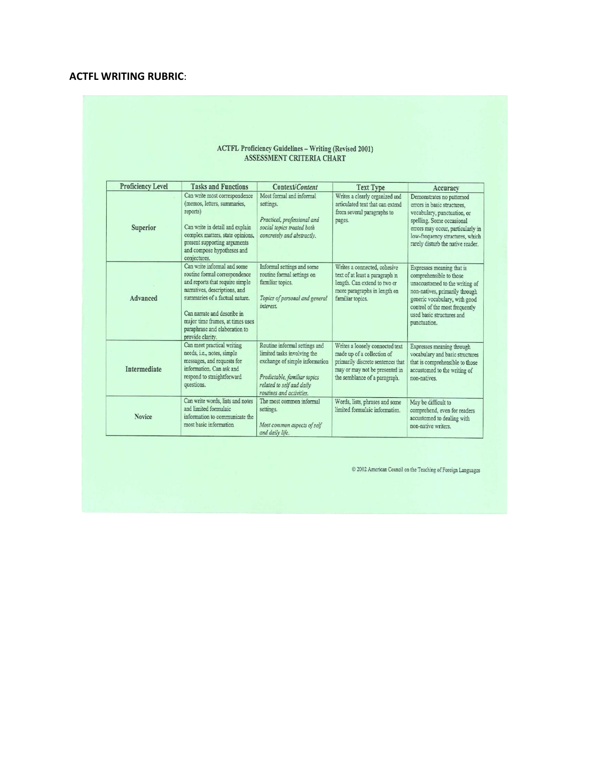**ACTFL WRITING RUBRIC**:

ACTFL Proficiency Guidelines – Writing (Revised 2001)
ASSESSMENT CRITERIA CHART

| Proficiency Level | Tasks and Functions | Context/*Content* | Text Type | Accuracy |
|---|---|---|---|---|
| Superior | Can write most correspondence (memos, letters, summaries, reports)<br><br>Can write in detail and explain complex matters, state opinions, present supporting arguments and compose hypotheses and conjectures. | Most formal and informal settings.<br><br>*Practical, professional and social topics treated both concretely and abstractly.* | Writes a clearly organized and articulated text that can extend from several paragraphs to pages. | Demonstrates no patterned errors in basic structures, vocabulary, punctuation, or spelling. Some occasional errors may occur, particularly in low-frequency structures, which rarely disturb the native reader. |
| Advanced | Can write informal and some routine formal correspondence and reports that require simple narratives, descriptions, and summaries of a factual nature.<br><br>Can narrate and describe in major time frames, at times uses paraphrase and elaboration to provide clarity. | Informal settings and some routine formal settings on familiar topics.<br><br>*Topics of personal and general interest.* | Writes a connected, cohesive text of at least a paragraph in length. Can extend to two or more paragraphs in length on familiar topics. | Expresses meaning that is comprehensible to those unaccustomed to the writing of non-natives, primarily through generic vocabulary, with good control of the most frequently used basic structures and punctuation. |
| Intermediate | Can meet practical writing needs, i.e., notes, simple messages, and requests for information. Can ask and respond to straightforward questions. | Routine informal settings and limited tasks involving the exchange of simple information<br><br>*Predictable, familiar topics related to self and daily routines and activities.* | Writes a loosely connected text made up of a collection of primarily discrete sentences that may or may not be presented in the semblance of a paragraph. | Expresses meaning through vocabulary and basic structures that is comprehensible to those accustomed to the writing of non-natives. |
| Novice | Can write words, lists and notes and limited formulaic information to communicate the most basic information | The most common informal settings.<br><br>*Most common aspects of self and daily life.* | Words, lists, phrases and some limited formulaic information. | May be difficult to comprehend, even for readers accustomed to dealing with non-native writers. |

© 2002 American Council on the Teaching of Foreign Languages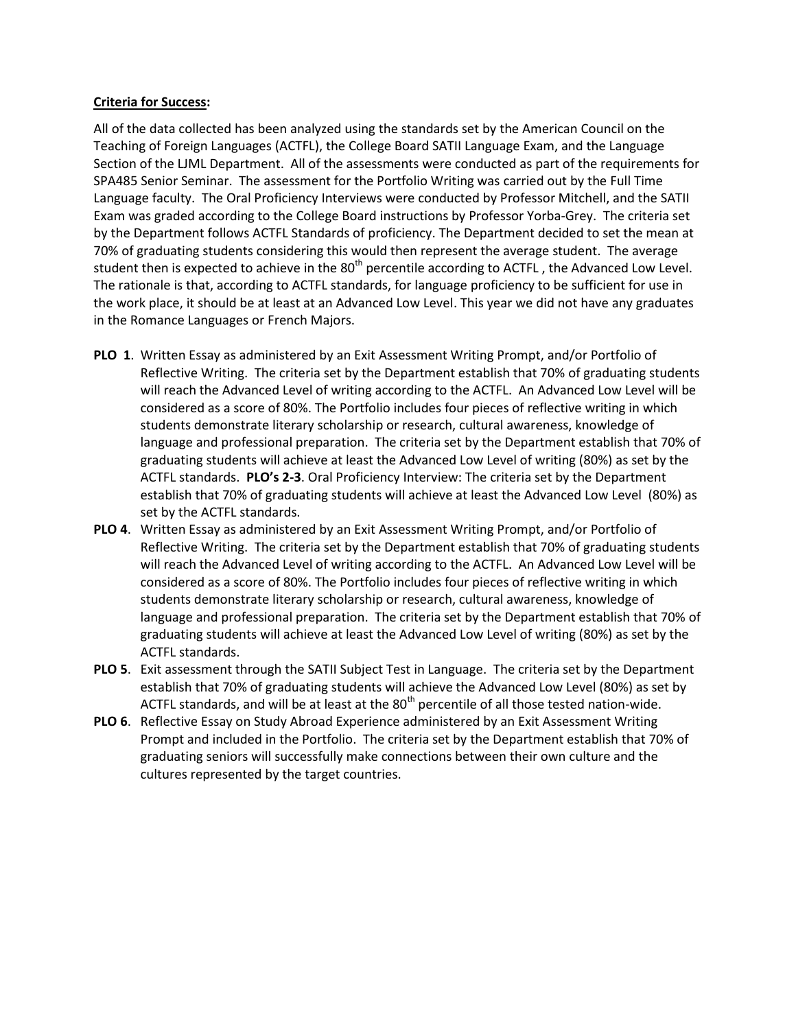**Criteria for Success:**

All of the data collected has been analyzed using the standards set by the American Council on the Teaching of Foreign Languages (ACTFL), the College Board SATII Language Exam, and the Language Section of the LJML Department. All of the assessments were conducted as part of the requirements for SPA485 Senior Seminar. The assessment for the Portfolio Writing was carried out by the Full Time Language faculty. The Oral Proficiency Interviews were conducted by Professor Mitchell, and the SATII Exam was graded according to the College Board instructions by Professor Yorba-Grey. The criteria set by the Department follows ACTFL Standards of proficiency. The Department decided to set the mean at 70% of graduating students considering this would then represent the average student. The average student then is expected to achieve in the 80th percentile according to ACTFL , the Advanced Low Level. The rationale is that, according to ACTFL standards, for language proficiency to be sufficient for use in the work place, it should be at least at an Advanced Low Level. This year we did not have any graduates in the Romance Languages or French Majors.

- **PLO 1**. Written Essay as administered by an Exit Assessment Writing Prompt, and/or Portfolio of Reflective Writing. The criteria set by the Department establish that 70% of graduating students will reach the Advanced Level of writing according to the ACTFL. An Advanced Low Level will be considered as a score of 80%. The Portfolio includes four pieces of reflective writing in which students demonstrate literary scholarship or research, cultural awareness, knowledge of language and professional preparation. The criteria set by the Department establish that 70% of graduating students will achieve at least the Advanced Low Level of writing (80%) as set by the ACTFL standards. **PLO's 2-3**. Oral Proficiency Interview: The criteria set by the Department establish that 70% of graduating students will achieve at least the Advanced Low Level (80%) as set by the ACTFL standards.
- **PLO 4**. Written Essay as administered by an Exit Assessment Writing Prompt, and/or Portfolio of Reflective Writing. The criteria set by the Department establish that 70% of graduating students will reach the Advanced Level of writing according to the ACTFL. An Advanced Low Level will be considered as a score of 80%. The Portfolio includes four pieces of reflective writing in which students demonstrate literary scholarship or research, cultural awareness, knowledge of language and professional preparation. The criteria set by the Department establish that 70% of graduating students will achieve at least the Advanced Low Level of writing (80%) as set by the ACTFL standards.
- **PLO 5**. Exit assessment through the SATII Subject Test in Language. The criteria set by the Department establish that 70% of graduating students will achieve the Advanced Low Level (80%) as set by ACTFL standards, and will be at least at the 80th percentile of all those tested nation-wide.
- **PLO 6**. Reflective Essay on Study Abroad Experience administered by an Exit Assessment Writing Prompt and included in the Portfolio. The criteria set by the Department establish that 70% of graduating seniors will successfully make connections between their own culture and the cultures represented by the target countries.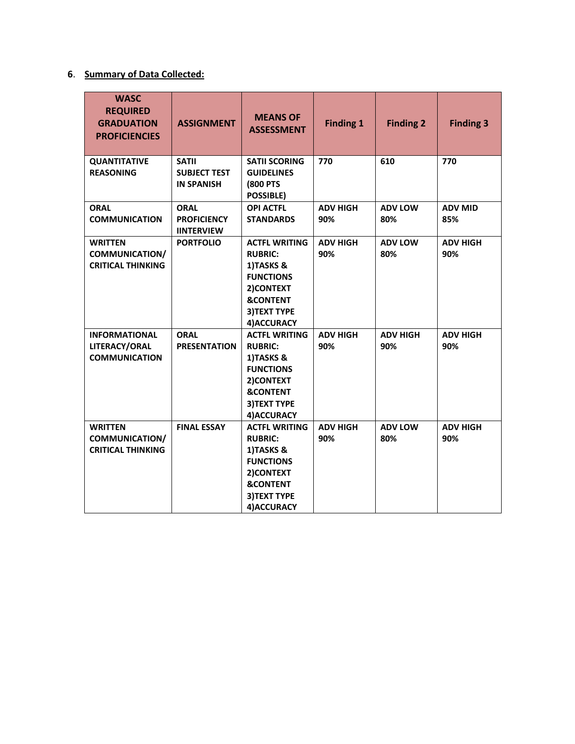6. **Summary of Data Collected:**

| WASC REQUIRED GRADUATION PROFICIENCIES | ASSIGNMENT | MEANS OF ASSESSMENT | Finding 1 | Finding 2 | Finding 3 |
|---|---|---|---|---|---|
| **QUANTITATIVE REASONING** | **SATII SUBJECT TEST IN SPANISH** | **SATII SCORING GUIDELINES (800 PTS POSSIBLE)** | **770** | **610** | **770** |
| **ORAL COMMUNICATION** | **ORAL PROFICIENCY IINTERVIEW** | **OPI ACTFL STANDARDS** | **ADV HIGH 90%** | **ADV LOW 80%** | **ADV MID 85%** |
| **WRITTEN COMMUNICATION/ CRITICAL THINKING** | **PORTFOLIO** | **ACTFL WRITING RUBRIC: 1)TASKS & FUNCTIONS 2)CONTEXT &CONTENT 3)TEXT TYPE 4)ACCURACY** | **ADV HIGH 90%** | **ADV LOW 80%** | **ADV HIGH 90%** |
| **INFORMATIONAL LITERACY/ORAL COMMUNICATION** | **ORAL PRESENTATION** | **ACTFL WRITING RUBRIC: 1)TASKS & FUNCTIONS 2)CONTEXT &CONTENT 3)TEXT TYPE 4)ACCURACY** | **ADV HIGH 90%** | **ADV HIGH 90%** | **ADV HIGH 90%** |
| **WRITTEN COMMUNICATION/ CRITICAL THINKING** | **FINAL ESSAY** | **ACTFL WRITING RUBRIC: 1)TASKS & FUNCTIONS 2)CONTEXT &CONTENT 3)TEXT TYPE 4)ACCURACY** | **ADV HIGH 90%** | **ADV LOW 80%** | **ADV HIGH 90%** |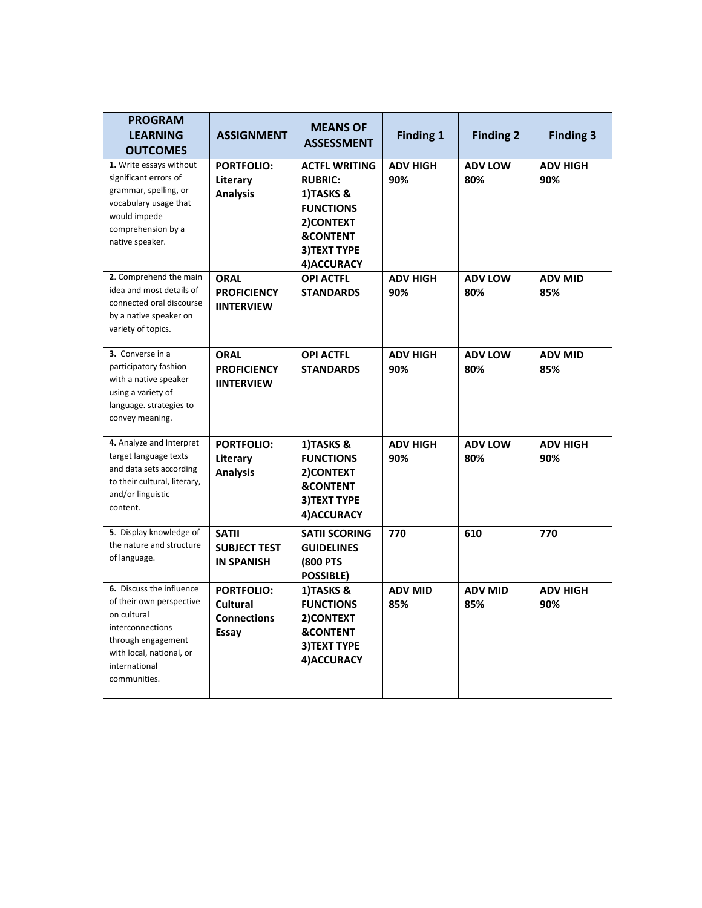| PROGRAM LEARNING OUTCOMES | ASSIGNMENT | MEANS OF ASSESSMENT | Finding 1 | Finding 2 | Finding 3 |
|---|---|---|---|---|---|
| **1.** Write essays without significant errors of grammar, spelling, or vocabulary usage that would impede comprehension by a native speaker. | **PORTFOLIO: Literary Analysis** | **ACTFL WRITING RUBRIC: 1)TASKS & FUNCTIONS 2)CONTEXT &CONTENT 3)TEXT TYPE 4)ACCURACY** | **ADV HIGH 90%** | **ADV LOW 80%** | **ADV HIGH 90%** |
| **2**. Comprehend the main idea and most details of connected oral discourse by a native speaker on variety of topics. | **ORAL PROFICIENCY IINTERVIEW** | **OPI ACTFL STANDARDS** | **ADV HIGH 90%** | **ADV LOW 80%** | **ADV MID 85%** |
| **3.** Converse in a participatory fashion with a native speaker using a variety of language. strategies to convey meaning. | **ORAL PROFICIENCY IINTERVIEW** | **OPI ACTFL STANDARDS** | **ADV HIGH 90%** | **ADV LOW 80%** | **ADV MID 85%** |
| **4.** Analyze and Interpret target language texts and data sets according to their cultural, literary, and/or linguistic content. | **PORTFOLIO: Literary Analysis** | **1)TASKS & FUNCTIONS 2)CONTEXT &CONTENT 3)TEXT TYPE 4)ACCURACY** | **ADV HIGH 90%** | **ADV LOW 80%** | **ADV HIGH 90%** |
| **5**. Display knowledge of the nature and structure of language. | **SATII SUBJECT TEST IN SPANISH** | **SATII SCORING GUIDELINES (800 PTS POSSIBLE)** | **770** | **610** | **770** |
| **6.** Discuss the influence of their own perspective on cultural interconnections through engagement with local, national, or international communities. | **PORTFOLIO: Cultural Connections Essay** | **1)TASKS & FUNCTIONS 2)CONTEXT &CONTENT 3)TEXT TYPE 4)ACCURACY** | **ADV MID 85%** | **ADV MID 85%** | **ADV HIGH 90%** |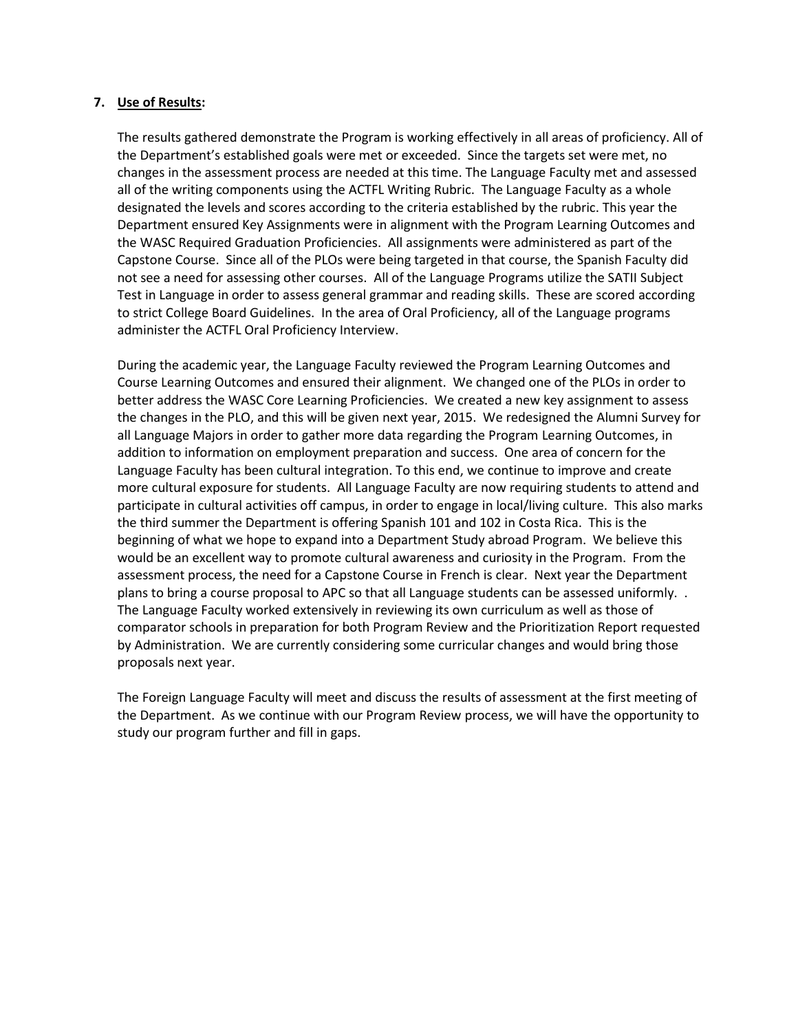7. **Use of Results:**

The results gathered demonstrate the Program is working effectively in all areas of proficiency. All of the Department's established goals were met or exceeded. Since the targets set were met, no changes in the assessment process are needed at this time. The Language Faculty met and assessed all of the writing components using the ACTFL Writing Rubric. The Language Faculty as a whole designated the levels and scores according to the criteria established by the rubric. This year the Department ensured Key Assignments were in alignment with the Program Learning Outcomes and the WASC Required Graduation Proficiencies. All assignments were administered as part of the Capstone Course. Since all of the PLOs were being targeted in that course, the Spanish Faculty did not see a need for assessing other courses. All of the Language Programs utilize the SATII Subject Test in Language in order to assess general grammar and reading skills. These are scored according to strict College Board Guidelines. In the area of Oral Proficiency, all of the Language programs administer the ACTFL Oral Proficiency Interview.

During the academic year, the Language Faculty reviewed the Program Learning Outcomes and Course Learning Outcomes and ensured their alignment. We changed one of the PLOs in order to better address the WASC Core Learning Proficiencies. We created a new key assignment to assess the changes in the PLO, and this will be given next year, 2015. We redesigned the Alumni Survey for all Language Majors in order to gather more data regarding the Program Learning Outcomes, in addition to information on employment preparation and success. One area of concern for the Language Faculty has been cultural integration. To this end, we continue to improve and create more cultural exposure for students. All Language Faculty are now requiring students to attend and participate in cultural activities off campus, in order to engage in local/living culture. This also marks the third summer the Department is offering Spanish 101 and 102 in Costa Rica. This is the beginning of what we hope to expand into a Department Study abroad Program. We believe this would be an excellent way to promote cultural awareness and curiosity in the Program. From the assessment process, the need for a Capstone Course in French is clear. Next year the Department plans to bring a course proposal to APC so that all Language students can be assessed uniformly. . The Language Faculty worked extensively in reviewing its own curriculum as well as those of comparator schools in preparation for both Program Review and the Prioritization Report requested by Administration. We are currently considering some curricular changes and would bring those proposals next year.

The Foreign Language Faculty will meet and discuss the results of assessment at the first meeting of the Department. As we continue with our Program Review process, we will have the opportunity to study our program further and fill in gaps.